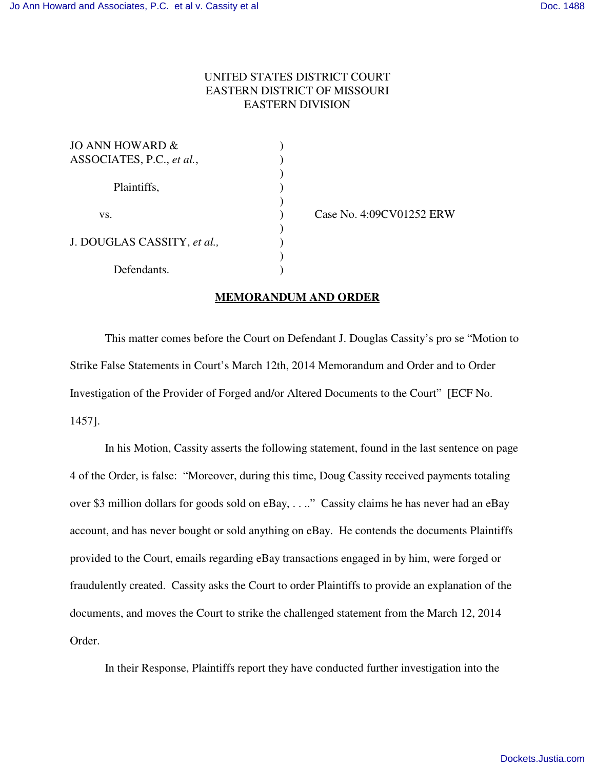UNITED STATES DISTRICT COURT
EASTERN DISTRICT OF MISSOURI
EASTERN DIVISION

| | | |
|---|---|---|
| JO ANN HOWARD & ASSOCIATES, P.C., *et al.*, | ) | |
| Plaintiffs, | ) | |
| vs. | ) | Case No. 4:09CV01252 ERW |
| J. DOUGLAS CASSITY, *et al.,* | ) | |
| Defendants. | ) | |

**MEMORANDUM AND ORDER**

This matter comes before the Court on Defendant J. Douglas Cassity's pro se "Motion to Strike False Statements in Court's March 12th, 2014 Memorandum and Order and to Order Investigation of the Provider of Forged and/or Altered Documents to the Court" [ECF No. 1457].

In his Motion, Cassity asserts the following statement, found in the last sentence on page 4 of the Order, is false: "Moreover, during this time, Doug Cassity received payments totaling over $3 million dollars for goods sold on eBay, . . .." Cassity claims he has never had an eBay account, and has never bought or sold anything on eBay. He contends the documents Plaintiffs provided to the Court, emails regarding eBay transactions engaged in by him, were forged or fraudulently created. Cassity asks the Court to order Plaintiffs to provide an explanation of the documents, and moves the Court to strike the challenged statement from the March 12, 2014 Order.

In their Response, Plaintiffs report they have conducted further investigation into the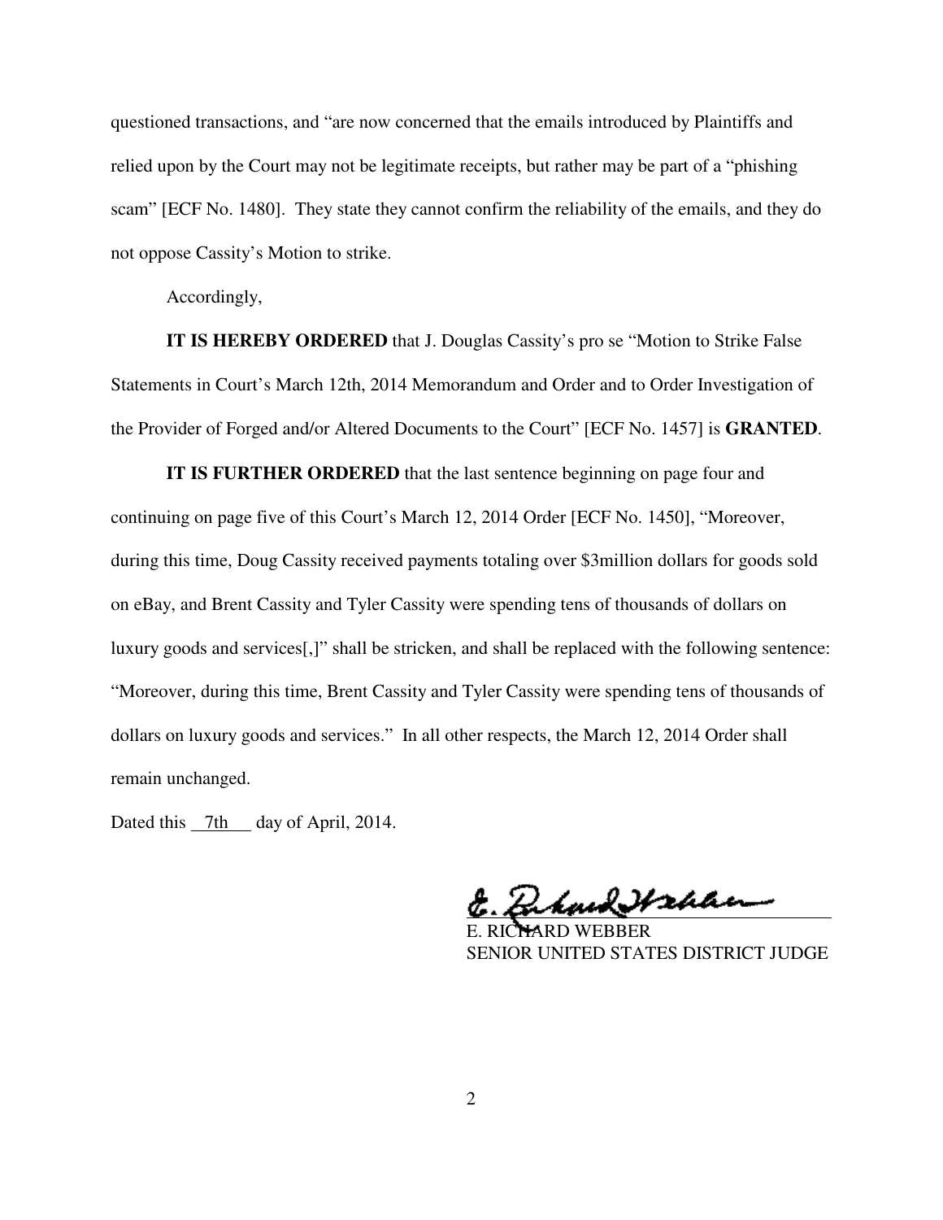questioned transactions, and "are now concerned that the emails introduced by Plaintiffs and relied upon by the Court may not be legitimate receipts, but rather may be part of a "phishing scam" [ECF No. 1480]. They state they cannot confirm the reliability of the emails, and they do not oppose Cassity's Motion to strike.

Accordingly,

**IT IS HEREBY ORDERED** that J. Douglas Cassity's pro se "Motion to Strike False Statements in Court's March 12th, 2014 Memorandum and Order and to Order Investigation of the Provider of Forged and/or Altered Documents to the Court" [ECF No. 1457] is **GRANTED**.

**IT IS FURTHER ORDERED** that the last sentence beginning on page four and continuing on page five of this Court's March 12, 2014 Order [ECF No. 1450], "Moreover, during this time, Doug Cassity received payments totaling over $3million dollars for goods sold on eBay, and Brent Cassity and Tyler Cassity were spending tens of thousands of dollars on luxury goods and services[,]" shall be stricken, and shall be replaced with the following sentence: "Moreover, during this time, Brent Cassity and Tyler Cassity were spending tens of thousands of dollars on luxury goods and services." In all other respects, the March 12, 2014 Order shall remain unchanged.

Dated this 7th day of April, 2014.

E. RICHARD WEBBER
SENIOR UNITED STATES DISTRICT JUDGE